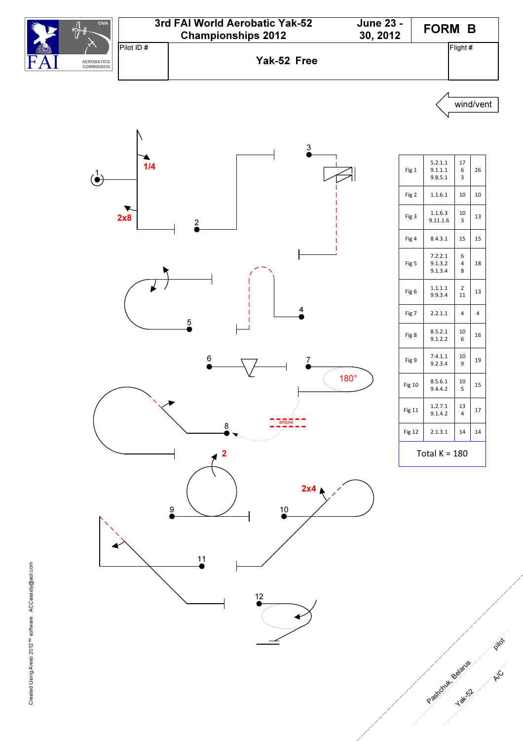# 3rd FAI World Aerobatic Yak-52 Championships 2012

June 23 - 30, 2012

**FORM B**

FAI — CIVA — AEROBATICS COMMISSION

Pilot ID #

## Yak-52 Free

Flight #

wind/vent

1/4

2x8

180°

BREAK

2

2x4

| Fig | Catalog | K | Total |
|---|---|---|---|
| Fig 1 | 5.2.1.1<br>9.1.1.1<br>9.8.5.1 | 17<br>6<br>3 | 26 |
| Fig 2 | 1.1.6.1 | 10 | 10 |
| Fig 3 | 1.1.6.3<br>9.11.1.6 | 10<br>3 | 13 |
| Fig 4 | 8.4.3.1 | 15 | 15 |
| Fig 5 | 7.2.2.1<br>9.1.3.2<br>9.1.3.4 | 6<br>4<br>8 | 18 |
| Fig 6 | 1.1.1.1<br>9.9.3.4 | 2<br>11 | 13 |
| Fig 7 | 2.2.1.1 | 4 | 4 |
| Fig 8 | 8.5.2.1<br>9.1.2.2 | 10<br>6 | 16 |
| Fig 9 | 7.4.1.1<br>9.2.3.4 | 10<br>9 | 19 |
| Fig 10 | 8.5.6.1<br>9.4.4.2 | 10<br>5 | 15 |
| Fig 11 | 1.2.7.1<br>9.1.4.2 | 13<br>4 | 17 |
| Fig 12 | 2.1.3.1 | 14 | 14 |
| | | Total K = 180 | |

Pashchuk, Belarus — pilot

Yak-52 — A/C

Created Using Aresti 2012™ software ACCassidy@aol.com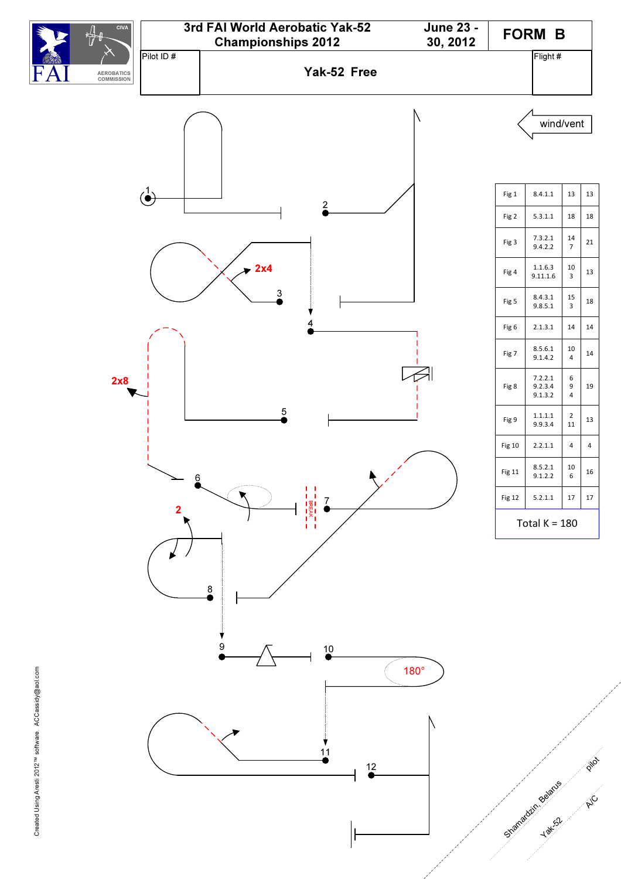# 3rd FAI World Aerobatic Yak-52 Championships 2012

June 23 - 30, 2012

**FORM B**

Pilot ID #

**Yak-52 Free**

Flight #

wind/vent

| Fig | Catalog | K | Total |
|---|---|---|---|
| Fig 1 | 8.4.1.1 | 13 | 13 |
| Fig 2 | 5.3.1.1 | 18 | 18 |
| Fig 3 | 7.3.2.1<br>9.4.2.2 | 14<br>7 | 21 |
| Fig 4 | 1.1.6.3<br>9.11.1.6 | 10<br>3 | 13 |
| Fig 5 | 8.4.3.1<br>9.8.5.1 | 15<br>3 | 18 |
| Fig 6 | 2.1.3.1 | 14 | 14 |
| Fig 7 | 8.5.6.1<br>9.1.4.2 | 10<br>4 | 14 |
| Fig 8 | 7.2.2.1<br>9.2.3.4<br>9.1.3.2 | 6<br>9<br>4 | 19 |
| Fig 9 | 1.1.1.1<br>9.9.3.4 | 2<br>11 | 13 |
| Fig 10 | 2.2.1.1 | 4 | 4 |
| Fig 11 | 8.5.2.1<br>9.1.2.2 | 10<br>6 | 16 |
| Fig 12 | 5.2.1.1 | 17 | 17 |

Total K = 180

Shamardzin, Belarus — pilot

Yak-52 — A/C

Created Using Aresti 2012™ software ACCassidy@aol.com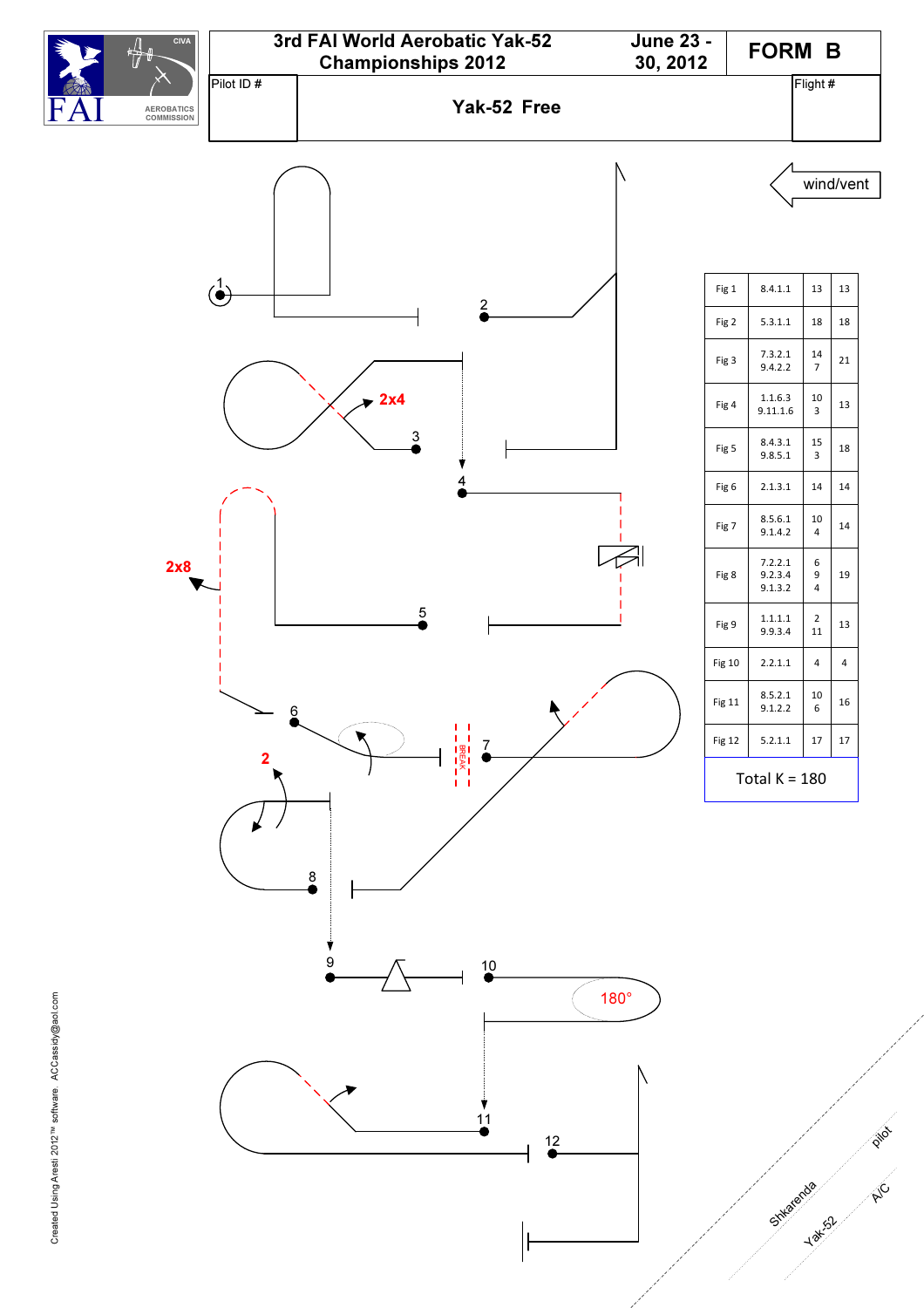# 3rd FAI World Aerobatic Yak-52 Championships 2012

June 23 - 30, 2012

**FORM B**

Pilot ID #

**Yak-52 Free**

Flight #

wind/vent

| Fig | Catalogue | K | Total |
|---|---|---|---|
| Fig 1 | 8.4.1.1 | 13 | 13 |
| Fig 2 | 5.3.1.1 | 18 | 18 |
| Fig 3 | 7.3.2.1<br>9.4.2.2 | 14<br>7 | 21 |
| Fig 4 | 1.1.6.3<br>9.11.1.6 | 10<br>3 | 13 |
| Fig 5 | 8.4.3.1<br>9.8.5.1 | 15<br>3 | 18 |
| Fig 6 | 2.1.3.1 | 14 | 14 |
| Fig 7 | 8.5.6.1<br>9.1.4.2 | 10<br>4 | 14 |
| Fig 8 | 7.2.2.1<br>9.2.3.4<br>9.1.3.2 | 6<br>9<br>4 | 19 |
| Fig 9 | 1.1.1.1<br>9.9.3.4 | 2<br>11 | 13 |
| Fig 10 | 2.2.1.1 | 4 | 4 |
| Fig 11 | 8.5.2.1<br>9.1.2.2 | 10<br>6 | 16 |
| Fig 12 | 5.2.1.1 | 17 | 17 |

Total K = 180

Shkarenda — pilot

Yak-52 — A/C

Created Using Aresti 2012™ software ACCassidy@aol.com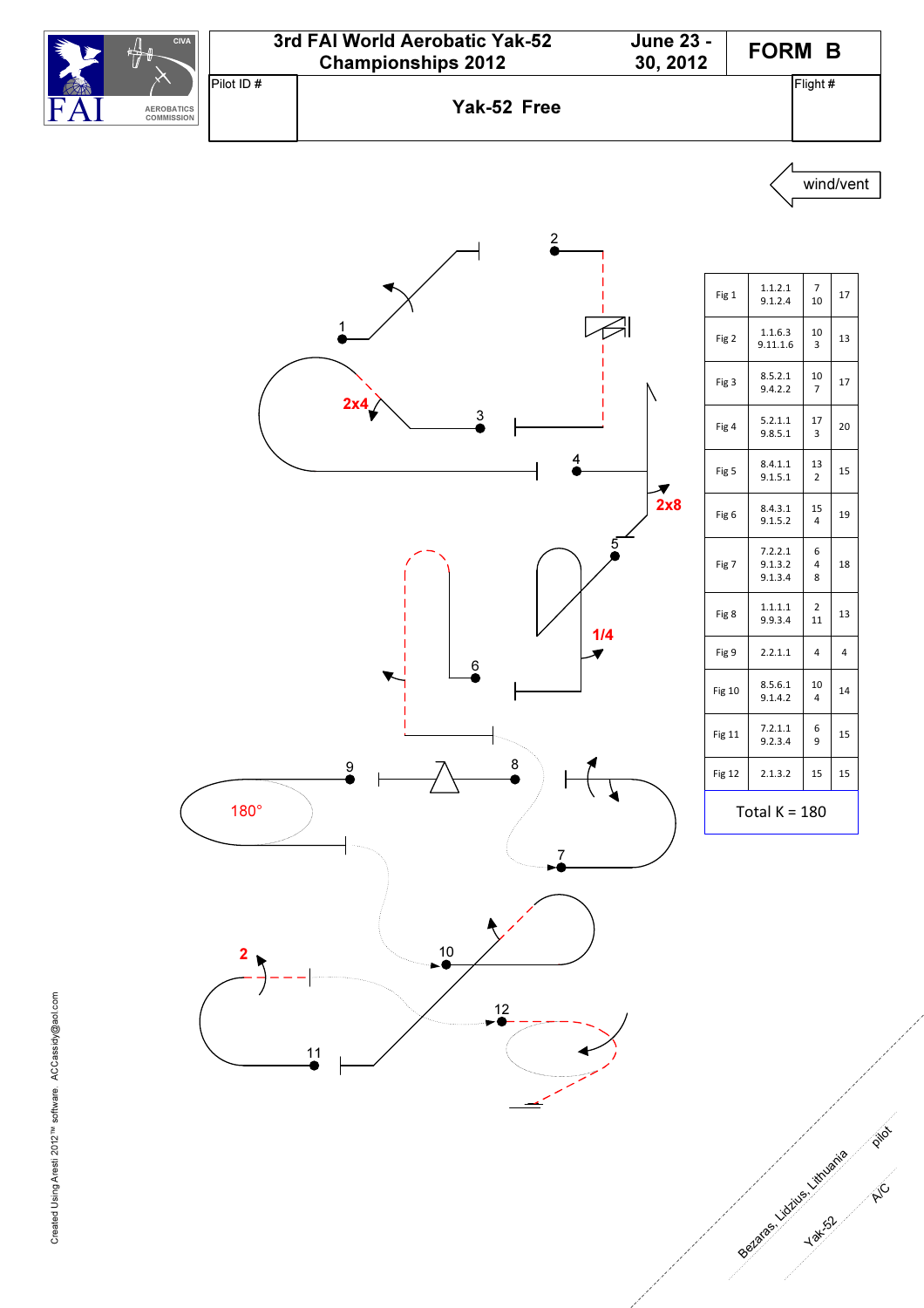# 3rd FAI World Aerobatic Yak-52 Championships 2012

June 23 - 30, 2012

**FORM B**

Pilot ID #

**Yak-52 Free**

Flight #

wind/vent

| Fig | Catalog | K | Total |
|---|---|---|---|
| Fig 1 | 1.1.2.1<br>9.1.2.4 | 7<br>10 | 17 |
| Fig 2 | 1.1.6.3<br>9.11.1.6 | 10<br>3 | 13 |
| Fig 3 | 8.5.2.1<br>9.4.2.2 | 10<br>7 | 17 |
| Fig 4 | 5.2.1.1<br>9.8.5.1 | 17<br>3 | 20 |
| Fig 5 | 8.4.1.1<br>9.1.5.1 | 13<br>2 | 15 |
| Fig 6 | 8.4.3.1<br>9.1.5.2 | 15<br>4 | 19 |
| Fig 7 | 7.2.2.1<br>9.1.3.2<br>9.1.3.4 | 6<br>4<br>8 | 18 |
| Fig 8 | 1.1.1.1<br>9.9.3.4 | 2<br>11 | 13 |
| Fig 9 | 2.2.1.1 | 4 | 4 |
| Fig 10 | 8.5.6.1<br>9.1.4.2 | 10<br>4 | 14 |
| Fig 11 | 7.2.1.1<br>9.2.3.4 | 6<br>9 | 15 |
| Fig 12 | 2.1.3.2 | 15 | 15 |

Total K = 180

Bezaras, Lidzius, Lithuania — pilot

Yak-52 — A/C

Created Using Aresti 2012™ software ACCassidy@aol.com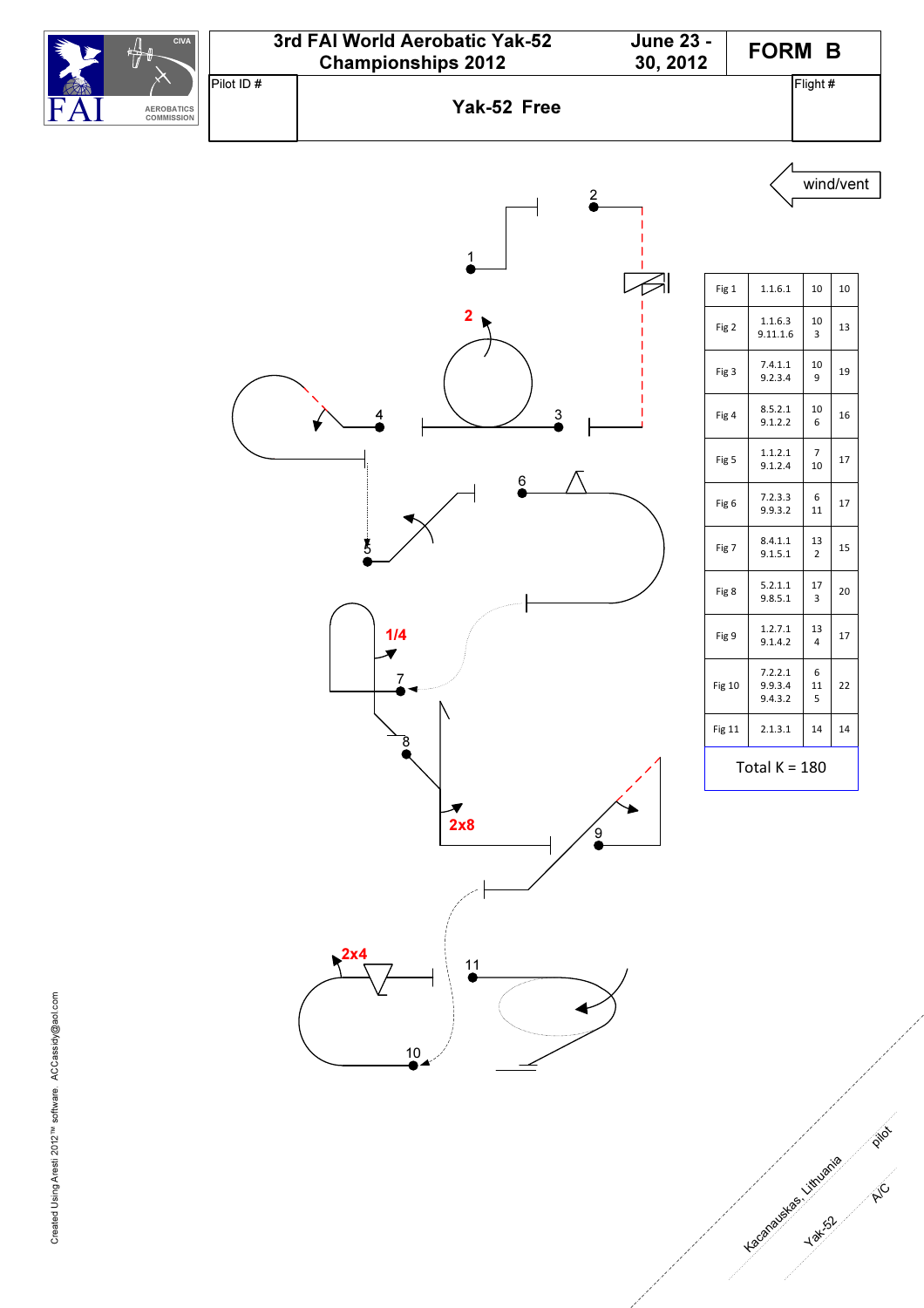| | | |
|---|---|---|
| 3rd FAI World Aerobatic Yak-52 Championships 2012 | June 23 - 30, 2012 | FORM B |
| Pilot ID # | Yak-52 Free | Flight # |

wind/vent

| Fig | Catalogue | K | Total |
|---|---|---|---|
| Fig 1 | 1.1.6.1 | 10 | 10 |
| Fig 2 | 1.1.6.3<br>9.11.1.6 | 10<br>3 | 13 |
| Fig 3 | 7.4.1.1<br>9.2.3.4 | 10<br>9 | 19 |
| Fig 4 | 8.5.2.1<br>9.1.2.2 | 10<br>6 | 16 |
| Fig 5 | 1.1.2.1<br>9.1.2.4 | 7<br>10 | 17 |
| Fig 6 | 7.2.3.3<br>9.9.3.2 | 6<br>11 | 17 |
| Fig 7 | 8.4.1.1<br>9.1.5.1 | 13<br>2 | 15 |
| Fig 8 | 5.2.1.1<br>9.8.5.1 | 17<br>3 | 20 |
| Fig 9 | 1.2.7.1<br>9.1.4.2 | 13<br>4 | 17 |
| Fig 10 | 7.2.2.1<br>9.9.3.4<br>9.4.3.2 | 6<br>11<br>5 | 22 |
| Fig 11 | 2.1.3.1 | 14 | 14 |

Total K = 180

1 2 2 3 4 5 6 1/4 7 8 2x8 9 2x4 10 11

Kacanauskas, Lithuania — pilot

Yak-52 — A/C

Created Using Aresti 2012™ software ACCassidy@aol.com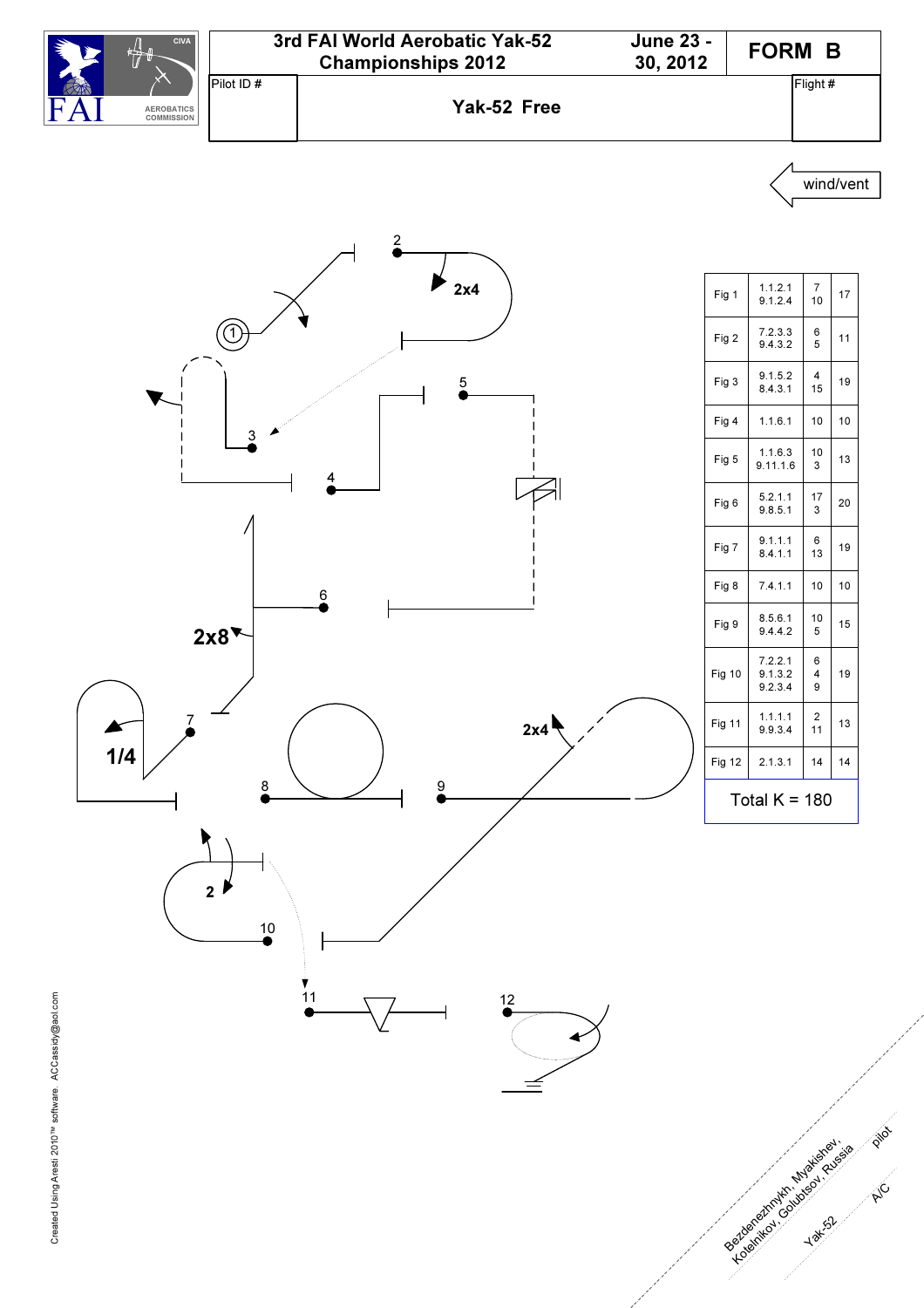# 3rd FAI World Aerobatic Yak-52 Championships 2012

June 23 - 30, 2012

## FORM B

Pilot ID #

**Yak-52 Free**

Flight #

wind/vent

| | | | |
|---|---|---|---|
| Fig 1 | 1.1.2.1<br>9.1.2.4 | 7<br>10 | 17 |
| Fig 2 | 7.2.3.3<br>9.4.3.2 | 6<br>5 | 11 |
| Fig 3 | 9.1.5.2<br>8.4.3.1 | 4<br>15 | 19 |
| Fig 4 | 1.1.6.1 | 10 | 10 |
| Fig 5 | 1.1.6.3<br>9.11.1.6 | 10<br>3 | 13 |
| Fig 6 | 5.2.1.1<br>9.8.5.1 | 17<br>3 | 20 |
| Fig 7 | 9.1.1.1<br>8.4.1.1 | 6<br>13 | 19 |
| Fig 8 | 7.4.1.1 | 10 | 10 |
| Fig 9 | 8.5.6.1<br>9.4.4.2 | 10<br>5 | 15 |
| Fig 10 | 7.2.2.1<br>9.1.3.2<br>9.2.3.4 | 6<br>4<br>9 | 19 |
| Fig 11 | 1.1.1.1<br>9.9.3.4 | 2<br>11 | 13 |
| Fig 12 | 2.1.3.1 | 14 | 14 |

Total K = 180

Bezdenezhnykh, Myakishev, Kotelnikov, Golubtsov, Russia — pilot

Yak-52 — A/C

Created Using Aresti 2010™ software ACCassidy@aol.com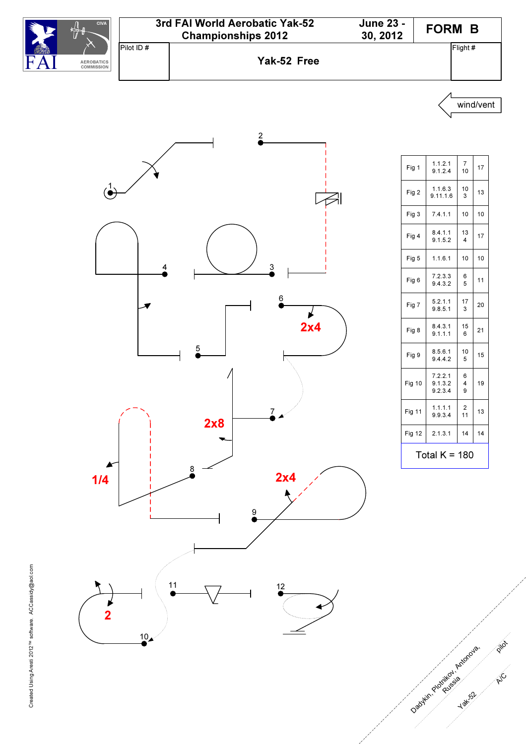| | | |
|---|---|---|
| FAI | 3rd FAI World Aerobatic Yak-52 Championships 2012 | June 23 - 30, 2012 | FORM B |
| Pilot ID # | Yak-52 Free | Flight # |

wind/vent

| Fig | Catalogue | K | Total |
|---|---|---|---|
| Fig 1 | 1.1.2.1<br>9.1.2.4 | 7<br>10 | 17 |
| Fig 2 | 1.1.6.3<br>9.11.1.6 | 10<br>3 | 13 |
| Fig 3 | 7.4.1.1 | 10 | 10 |
| Fig 4 | 8.4.1.1<br>9.1.5.2 | 13<br>4 | 17 |
| Fig 5 | 1.1.6.1 | 10 | 10 |
| Fig 6 | 7.2.3.3<br>9.4.3.2 | 6<br>5 | 11 |
| Fig 7 | 5.2.1.1<br>9.8.5.1 | 17<br>3 | 20 |
| Fig 8 | 8.4.3.1<br>9.1.1.1 | 15<br>6 | 21 |
| Fig 9 | 8.5.6.1<br>9.4.4.2 | 10<br>5 | 15 |
| Fig 10 | 7.2.2.1<br>9.1.3.2<br>9.2.3.4 | 6<br>4<br>9 | 19 |
| Fig 11 | 1.1.1.1<br>9.9.3.4 | 2<br>11 | 13 |
| Fig 12 | 2.1.3.1 | 14 | 14 |

Total K = 180

1 2 3 4 5 6 2x4 7 2x8 8 1/4 9 2x4 10 2 11 12

Dadykin, Plotnikov, Antonova, Russia — pilot

Yak-52 — A/C

Created Using Aresti 2012™ software ACCassidy@aol.com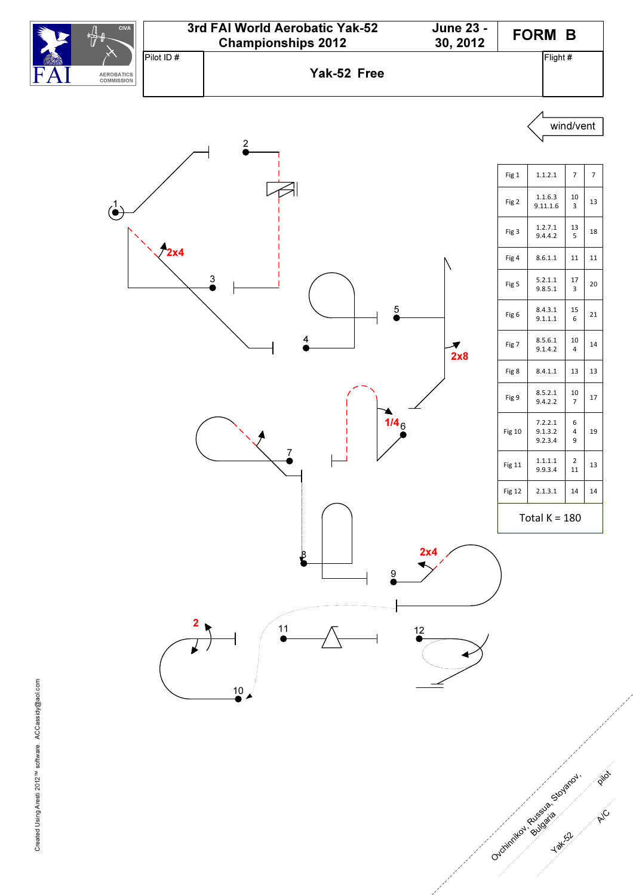# 3rd FAI World Aerobatic Yak-52 Championships 2012

June 23 - 30, 2012

**FORM B**

Pilot ID #

**Yak-52 Free**

Flight #

wind/vent

| Fig | Catalogue | K | Total |
|---|---|---|---|
| Fig 1 | 1.1.2.1 | 7 | 7 |
| Fig 2 | 1.1.6.3<br>9.11.1.6 | 10<br>3 | 13 |
| Fig 3 | 1.2.7.1<br>9.4.4.2 | 13<br>5 | 18 |
| Fig 4 | 8.6.1.1 | 11 | 11 |
| Fig 5 | 5.2.1.1<br>9.8.5.1 | 17<br>3 | 20 |
| Fig 6 | 8.4.3.1<br>9.1.1.1 | 15<br>6 | 21 |
| Fig 7 | 8.5.6.1<br>9.1.4.2 | 10<br>4 | 14 |
| Fig 8 | 8.4.1.1 | 13 | 13 |
| Fig 9 | 8.5.2.1<br>9.4.2.2 | 10<br>7 | 17 |
| Fig 10 | 7.2.2.1<br>9.1.3.2<br>9.2.3.4 | 6<br>4<br>9 | 19 |
| Fig 11 | 1.1.1.1<br>9.9.3.4 | 2<br>11 | 13 |
| Fig 12 | 2.1.3.1 | 14 | 14 |

Total K = 180

Ovchinnikov, Russua, Stoyanov, Bulgaria — pilot

Yak-52 — A/C

Created Using Aresti 2012™ software ACCassidy@aol.com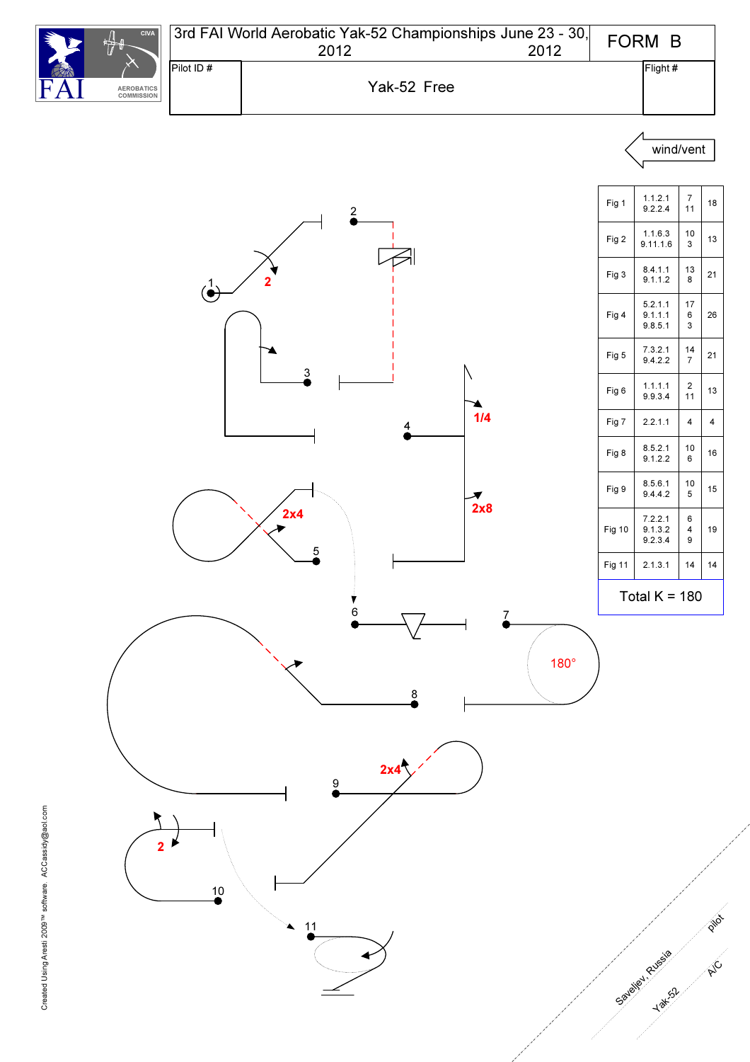3rd FAI World Aerobatic Yak-52 Championships June 23 - 30, 2012

FORM B

Pilot ID #

Yak-52 Free

Flight #

wind/vent

| Fig | Catalogue | K | Total |
|---|---|---|---|
| Fig 1 | 1.1.2.1<br>9.2.2.4 | 7<br>11 | 18 |
| Fig 2 | 1.1.6.3<br>9.11.1.6 | 10<br>3 | 13 |
| Fig 3 | 8.4.1.1<br>9.1.1.2 | 13<br>8 | 21 |
| Fig 4 | 5.2.1.1<br>9.1.1.1<br>9.8.5.1 | 17<br>6<br>3 | 26 |
| Fig 5 | 7.3.2.1<br>9.4.2.2 | 14<br>7 | 21 |
| Fig 6 | 1.1.1.1<br>9.9.3.4 | 2<br>11 | 13 |
| Fig 7 | 2.2.1.1 | 4 | 4 |
| Fig 8 | 8.5.2.1<br>9.1.2.2 | 10<br>6 | 16 |
| Fig 9 | 8.5.6.1<br>9.4.4.2 | 10<br>5 | 15 |
| Fig 10 | 7.2.2.1<br>9.1.3.2<br>9.2.3.4 | 6<br>4<br>9 | 19 |
| Fig 11 | 2.1.3.1 | 14 | 14 |

Total K = 180

1 2 2 3 4 1/4 2x8 2x4 5 6 7 180° 8 2x4 9 2 10 11

Saveljev, Russia — pilot

Yak-52 — A/C

Created Using Aresti 2009™ software ACCassidy@aol.com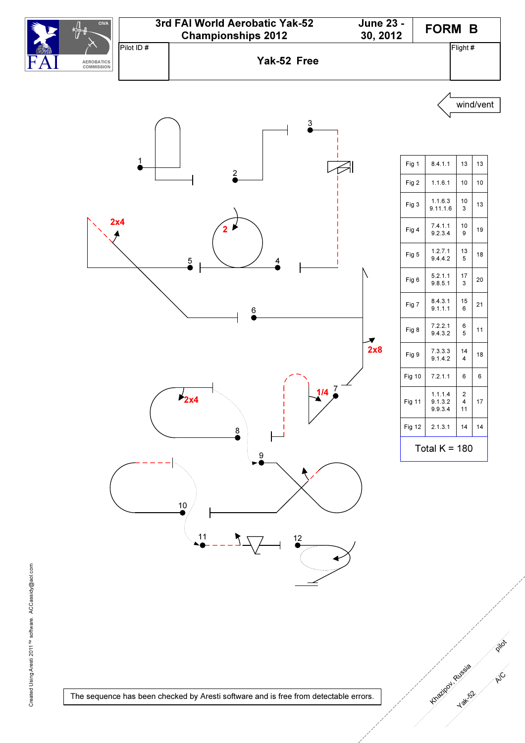3rd FAI World Aerobatic Yak-52 Championships 2012

June 23 - 30, 2012

# FORM B

Pilot ID #

## Yak-52 Free

Flight #

wind/vent

1 2 3 4 5 6 7 8 9 10 11 12

2x4 2 2x8 1/4 2x4

| Fig | Catalog | K | Total |
|---|---|---|---|
| Fig 1 | 8.4.1.1 | 13 | 13 |
| Fig 2 | 1.1.6.1 | 10 | 10 |
| Fig 3 | 1.1.6.3<br>9.11.1.6 | 10<br>3 | 13 |
| Fig 4 | 7.4.1.1<br>9.2.3.4 | 10<br>9 | 19 |
| Fig 5 | 1.2.7.1<br>9.4.4.2 | 13<br>5 | 18 |
| Fig 6 | 5.2.1.1<br>9.8.5.1 | 17<br>3 | 20 |
| Fig 7 | 8.4.3.1<br>9.1.1.1 | 15<br>6 | 21 |
| Fig 8 | 7.2.2.1<br>9.4.3.2 | 6<br>5 | 11 |
| Fig 9 | 7.3.3.3<br>9.1.4.2 | 14<br>4 | 18 |
| Fig 10 | 7.2.1.1 | 6 | 6 |
| Fig 11 | 1.1.1.4<br>9.1.3.2<br>9.9.3.4 | 2<br>4<br>11 | 17 |
| Fig 12 | 2.1.3.1 | 14 | 14 |

Total K = 180

Created Using Aresti 2011™ software ACCassidy@aol.com

The sequence has been checked by Aresti software and is free from detectable errors.

Khazipov, Russia pilot

Yak-52 A/C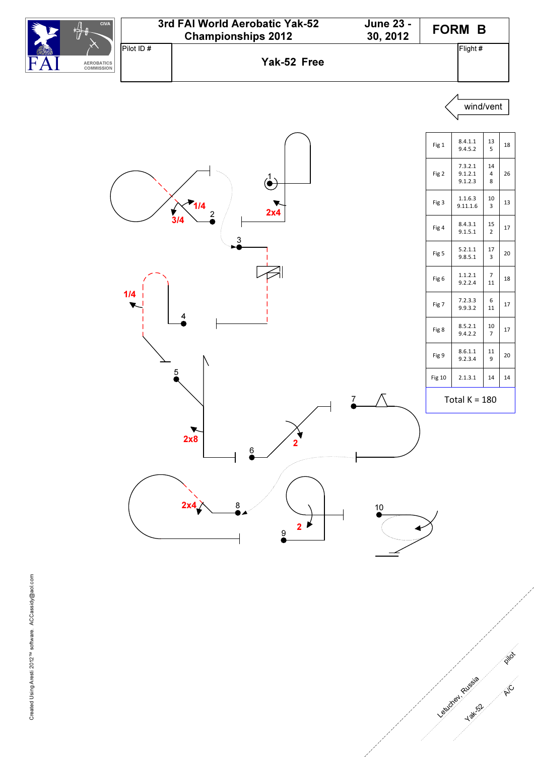# 3rd FAI World Aerobatic Yak-52 Championships 2012

June 23 - 30, 2012

**FORM B**

Pilot ID #

## Yak-52 Free

Flight #

wind/vent

| Fig | Catalog | K | Total |
|---|---|---|---|
| Fig 1 | 8.4.1.1<br>9.4.5.2 | 13<br>5 | 18 |
| Fig 2 | 7.3.2.1<br>9.1.2.1<br>9.1.2.3 | 14<br>4<br>8 | 26 |
| Fig 3 | 1.1.6.3<br>9.11.1.6 | 10<br>3 | 13 |
| Fig 4 | 8.4.3.1<br>9.1.5.1 | 15<br>2 | 17 |
| Fig 5 | 5.2.1.1<br>9.8.5.1 | 17<br>3 | 20 |
| Fig 6 | 1.1.2.1<br>9.2.2.4 | 7<br>11 | 18 |
| Fig 7 | 7.2.3.3<br>9.9.3.2 | 6<br>11 | 17 |
| Fig 8 | 8.5.2.1<br>9.4.2.2 | 10<br>7 | 17 |
| Fig 9 | 8.6.1.1<br>9.2.3.4 | 11<br>9 | 20 |
| Fig 10 | 2.1.3.1 | 14 | 14 |

Total K = 180

Created Using Aresti 2012™ software ACCassidy@aol.com

Letuchev, Russia — pilot

Yak-52 — A/C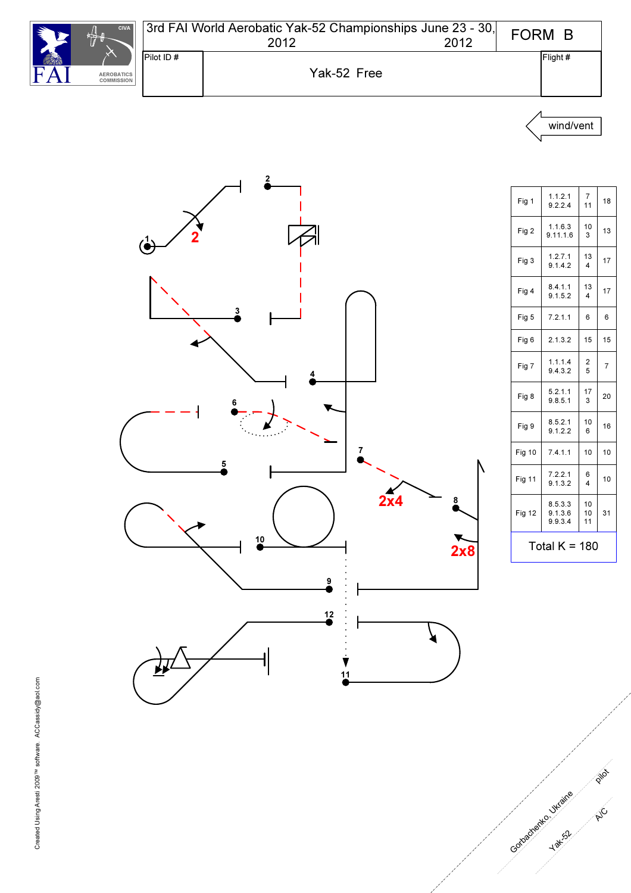3rd FAI World Aerobatic Yak-52 Championships June 23 - 30, 2012

FORM B

Pilot ID #

Yak-52 Free

Flight #

wind/vent

| Fig | Catalog | K | Total |
|---|---|---|---|
| Fig 1 | 1.1.2.1<br>9.2.2.4 | 7<br>11 | 18 |
| Fig 2 | 1.1.6.3<br>9.11.1.6 | 10<br>3 | 13 |
| Fig 3 | 1.2.7.1<br>9.1.4.2 | 13<br>4 | 17 |
| Fig 4 | 8.4.1.1<br>9.1.5.2 | 13<br>4 | 17 |
| Fig 5 | 7.2.1.1 | 6 | 6 |
| Fig 6 | 2.1.3.2 | 15 | 15 |
| Fig 7 | 1.1.1.4<br>9.4.3.2 | 2<br>5 | 7 |
| Fig 8 | 5.2.1.1<br>9.8.5.1 | 17<br>3 | 20 |
| Fig 9 | 8.5.2.1<br>9.1.2.2 | 10<br>6 | 16 |
| Fig 10 | 7.4.1.1 | 10 | 10 |
| Fig 11 | 7.2.2.1<br>9.1.3.2 | 6<br>4 | 10 |
| Fig 12 | 8.5.3.3<br>9.1.3.6<br>9.9.3.4 | 10<br>10<br>11 | 31 |

Total K = 180

Gorbachenko, Ukraine — pilot

Yak-52 — A/C

Created Using Aresti 2009™ software ACCassidy@aol.com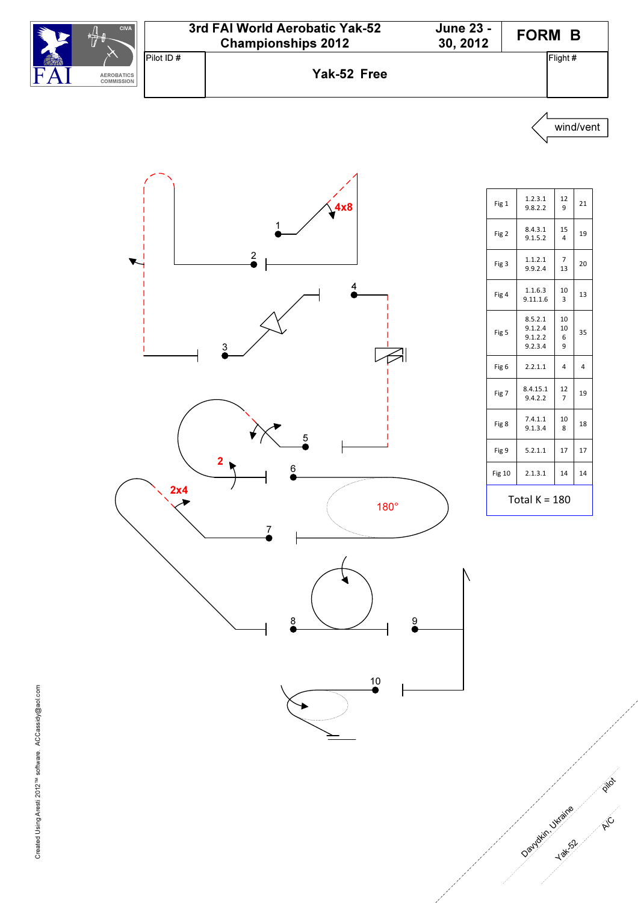| 3rd FAI World Aerobatic Yak-52 Championships 2012 | June 23 - 30, 2012 | FORM B |
|---|---|---|
| Pilot ID # | Yak-52 Free | Flight # |

wind/vent

4x8

2

2x4

180°

| | | | |
|---|---|---|---|
| Fig 1 | 1.2.3.1<br>9.8.2.2 | 12<br>9 | 21 |
| Fig 2 | 8.4.3.1<br>9.1.5.2 | 15<br>4 | 19 |
| Fig 3 | 1.1.2.1<br>9.9.2.4 | 7<br>13 | 20 |
| Fig 4 | 1.1.6.3<br>9.11.1.6 | 10<br>3 | 13 |
| Fig 5 | 8.5.2.1<br>9.1.2.4<br>9.1.2.2<br>9.2.3.4 | 10<br>10<br>6<br>9 | 35 |
| Fig 6 | 2.2.1.1 | 4 | 4 |
| Fig 7 | 8.4.15.1<br>9.4.2.2 | 12<br>7 | 19 |
| Fig 8 | 7.4.1.1<br>9.1.3.4 | 10<br>8 | 18 |
| Fig 9 | 5.2.1.1 | 17 | 17 |
| Fig 10 | 2.1.3.1 | 14 | 14 |

Total K = 180

Created Using Aresti 2012™ software ACCassidy@aol.com

Davydkin, Ukraine — pilot

Yak-52 — A/C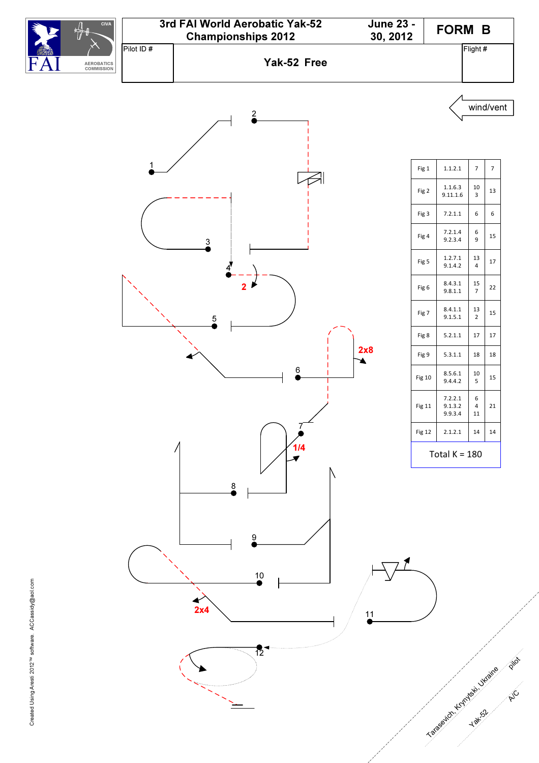| FAI | 3rd FAI World Aerobatic Yak-52 Championships 2012 | June 23 - 30, 2012 | FORM B |
|---|---|---|---|
| Pilot ID # | Yak-52 Free | | Flight # |

wind/vent

| Fig | Catalogue | K | Total |
|---|---|---|---|
| Fig 1 | 1.1.2.1 | 7 | 7 |
| Fig 2 | 1.1.6.3<br>9.11.1.6 | 10<br>3 | 13 |
| Fig 3 | 7.2.1.1 | 6 | 6 |
| Fig 4 | 7.2.1.4<br>9.2.3.4 | 6<br>9 | 15 |
| Fig 5 | 1.2.7.1<br>9.1.4.2 | 13<br>4 | 17 |
| Fig 6 | 8.4.3.1<br>9.8.1.1 | 15<br>7 | 22 |
| Fig 7 | 8.4.1.1<br>9.1.5.1 | 13<br>2 | 15 |
| Fig 8 | 5.2.1.1 | 17 | 17 |
| Fig 9 | 5.3.1.1 | 18 | 18 |
| Fig 10 | 8.5.6.1<br>9.4.4.2 | 10<br>5 | 15 |
| Fig 11 | 7.2.2.1<br>9.1.3.2<br>9.9.3.4 | 6<br>4<br>11 | 21 |
| Fig 12 | 2.1.2.1 | 14 | 14 |

Total K = 180

Tarasevich, Krynytski, Ukraine — pilot

Yak-52 — A/C

Created Using Aresti 2012™ software ACCassidy@aol.com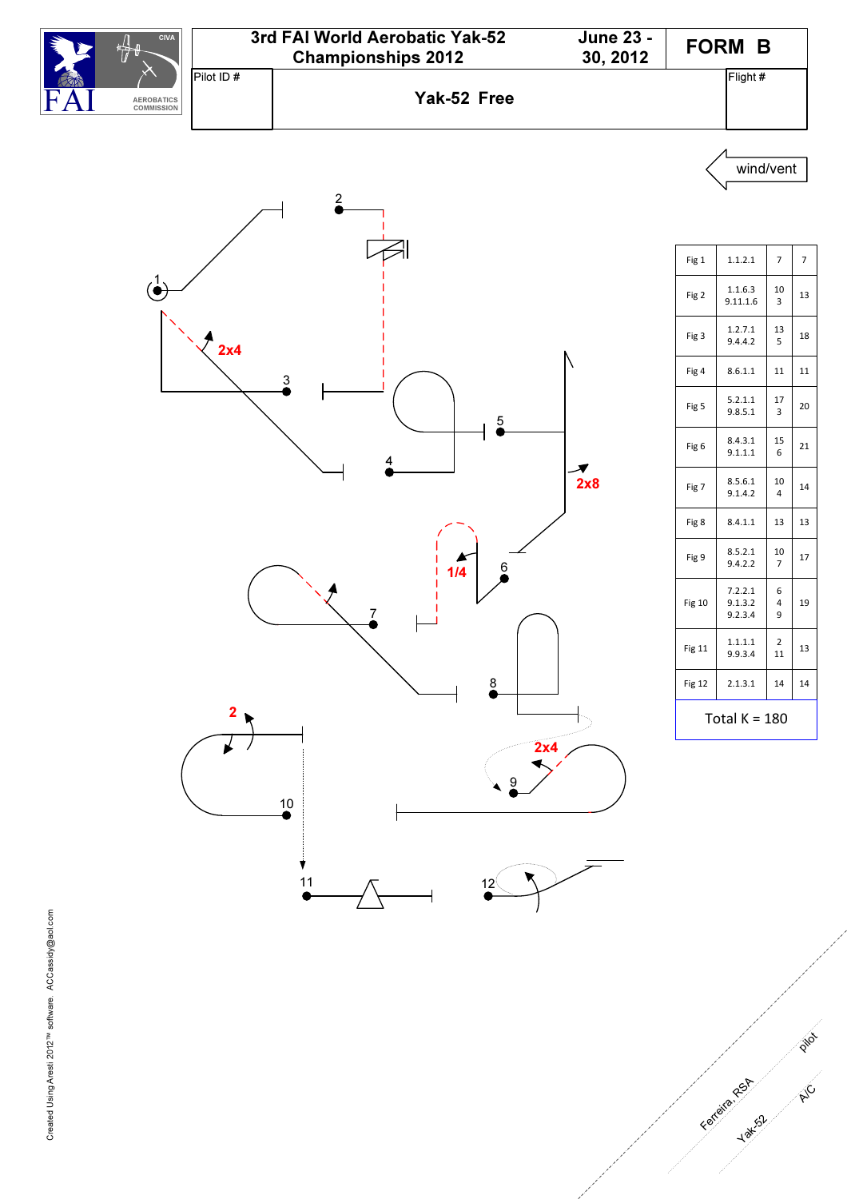| | | |
|---|---|---|
| 3rd FAI World Aerobatic Yak-52 Championships 2012 | June 23 - 30, 2012 | FORM B |
| Pilot ID # | Yak-52 Free | Flight # |

wind/vent

2x4

2x8

1/4

2

2x4

| | | | |
|---|---|---|---|
| Fig 1 | 1.1.2.1 | 7 | 7 |
| Fig 2 | 1.1.6.3<br>9.11.1.6 | 10<br>3 | 13 |
| Fig 3 | 1.2.7.1<br>9.4.4.2 | 13<br>5 | 18 |
| Fig 4 | 8.6.1.1 | 11 | 11 |
| Fig 5 | 5.2.1.1<br>9.8.5.1 | 17<br>3 | 20 |
| Fig 6 | 8.4.3.1<br>9.1.1.1 | 15<br>6 | 21 |
| Fig 7 | 8.5.6.1<br>9.1.4.2 | 10<br>4 | 14 |
| Fig 8 | 8.4.1.1 | 13 | 13 |
| Fig 9 | 8.5.2.1<br>9.4.2.2 | 10<br>7 | 17 |
| Fig 10 | 7.2.2.1<br>9.1.3.2<br>9.2.3.4 | 6<br>4<br>9 | 19 |
| Fig 11 | 1.1.1.1<br>9.9.3.4 | 2<br>11 | 13 |
| Fig 12 | 2.1.3.1 | 14 | 14 |
| Total K = 180 | | | |

Ferreira, RSA — pilot

Yak-52 — A/C

Created Using Aresti 2012™ software ACCassidy@aol.com